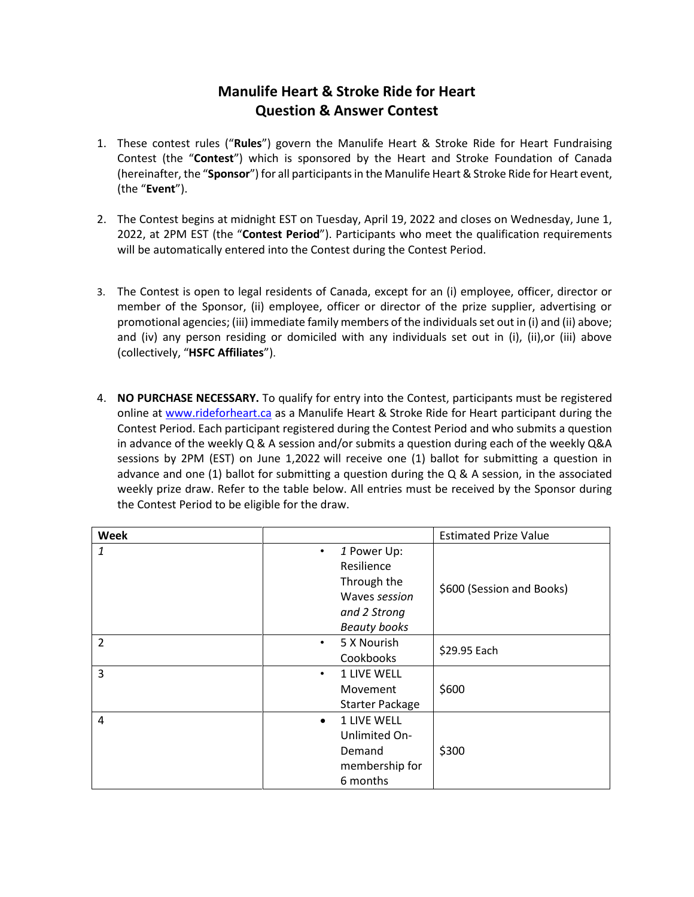# Manulife Heart & Stroke Ride for Heart
# Question & Answer Contest

1. These contest rules ("**Rules**") govern the Manulife Heart & Stroke Ride for Heart Fundraising Contest (the "**Contest**") which is sponsored by the Heart and Stroke Foundation of Canada (hereinafter, the "**Sponsor**") for all participants in the Manulife Heart & Stroke Ride for Heart event, (the "**Event**").

2. The Contest begins at midnight EST on Tuesday, April 19, 2022 and closes on Wednesday, June 1, 2022, at 2PM EST (the "**Contest Period**"). Participants who meet the qualification requirements will be automatically entered into the Contest during the Contest Period.

3. The Contest is open to legal residents of Canada, except for an (i) employee, officer, director or member of the Sponsor, (ii) employee, officer or director of the prize supplier, advertising or promotional agencies; (iii) immediate family members of the individuals set out in (i) and (ii) above; and (iv) any person residing or domiciled with any individuals set out in (i), (ii),or (iii) above (collectively, "**HSFC Affiliates**").

4. **NO PURCHASE NECESSARY.** To qualify for entry into the Contest, participants must be registered online at www.rideforheart.ca as a Manulife Heart & Stroke Ride for Heart participant during the Contest Period. Each participant registered during the Contest Period and who submits a question in advance of the weekly Q & A session and/or submits a question during each of the weekly Q&A sessions by 2PM (EST) on June 1,2022 will receive one (1) ballot for submitting a question in advance and one (1) ballot for submitting a question during the Q & A session, in the associated weekly prize draw. Refer to the table below. All entries must be received by the Sponsor during the Contest Period to be eligible for the draw.

| **Week** | | Estimated Prize Value |
|---|---|---|
| *1* | • *1* Power Up: Resilience Through the Waves *session and 2 Strong Beauty books* | $600 (Session and Books) |
| 2 | • 5 X Nourish Cookbooks | $29.95 Each |
| 3 | • 1 LIVE WELL Movement Starter Package | $600 |
| 4 | • 1 LIVE WELL Unlimited On-Demand membership for 6 months | $300 |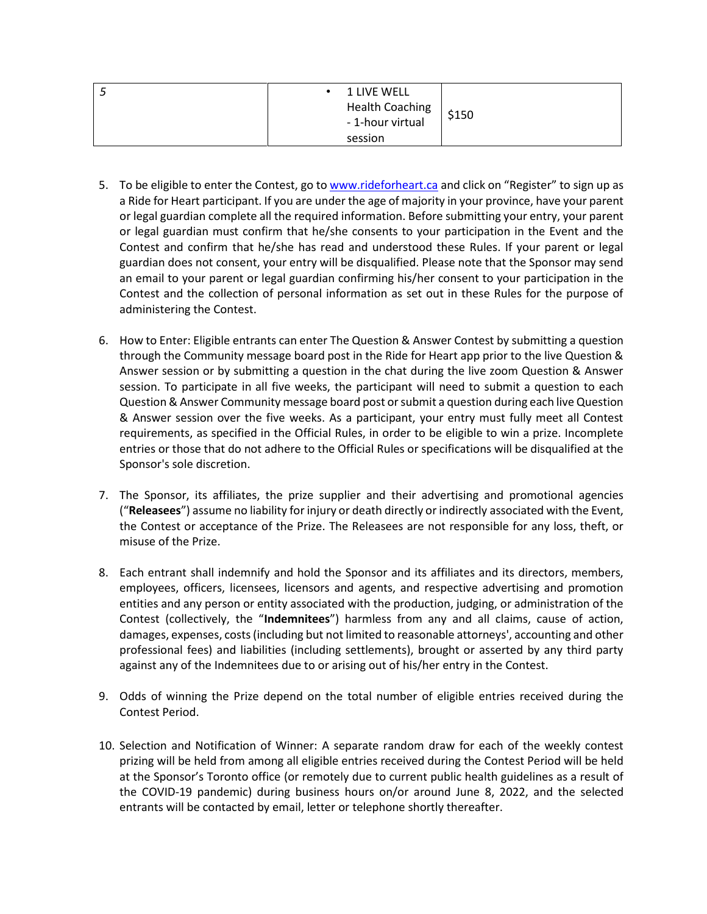| | | |
|---|---|---|
| *5* | • 1 LIVE WELL Health Coaching - 1-hour virtual session | $150 |

5. To be eligible to enter the Contest, go to www.rideforheart.ca and click on "Register" to sign up as a Ride for Heart participant. If you are under the age of majority in your province, have your parent or legal guardian complete all the required information. Before submitting your entry, your parent or legal guardian must confirm that he/she consents to your participation in the Event and the Contest and confirm that he/she has read and understood these Rules. If your parent or legal guardian does not consent, your entry will be disqualified. Please note that the Sponsor may send an email to your parent or legal guardian confirming his/her consent to your participation in the Contest and the collection of personal information as set out in these Rules for the purpose of administering the Contest.

6. How to Enter: Eligible entrants can enter The Question & Answer Contest by submitting a question through the Community message board post in the Ride for Heart app prior to the live Question & Answer session or by submitting a question in the chat during the live zoom Question & Answer session. To participate in all five weeks, the participant will need to submit a question to each Question & Answer Community message board post or submit a question during each live Question & Answer session over the five weeks. As a participant, your entry must fully meet all Contest requirements, as specified in the Official Rules, in order to be eligible to win a prize. Incomplete entries or those that do not adhere to the Official Rules or specifications will be disqualified at the Sponsor's sole discretion.

7. The Sponsor, its affiliates, the prize supplier and their advertising and promotional agencies ("**Releasees**") assume no liability for injury or death directly or indirectly associated with the Event, the Contest or acceptance of the Prize. The Releasees are not responsible for any loss, theft, or misuse of the Prize.

8. Each entrant shall indemnify and hold the Sponsor and its affiliates and its directors, members, employees, officers, licensees, licensors and agents, and respective advertising and promotion entities and any person or entity associated with the production, judging, or administration of the Contest (collectively, the "**Indemnitees**") harmless from any and all claims, cause of action, damages, expenses, costs (including but not limited to reasonable attorneys', accounting and other professional fees) and liabilities (including settlements), brought or asserted by any third party against any of the Indemnitees due to or arising out of his/her entry in the Contest.

9. Odds of winning the Prize depend on the total number of eligible entries received during the Contest Period.

10. Selection and Notification of Winner: A separate random draw for each of the weekly contest prizing will be held from among all eligible entries received during the Contest Period will be held at the Sponsor's Toronto office (or remotely due to current public health guidelines as a result of the COVID-19 pandemic) during business hours on/or around June 8, 2022, and the selected entrants will be contacted by email, letter or telephone shortly thereafter.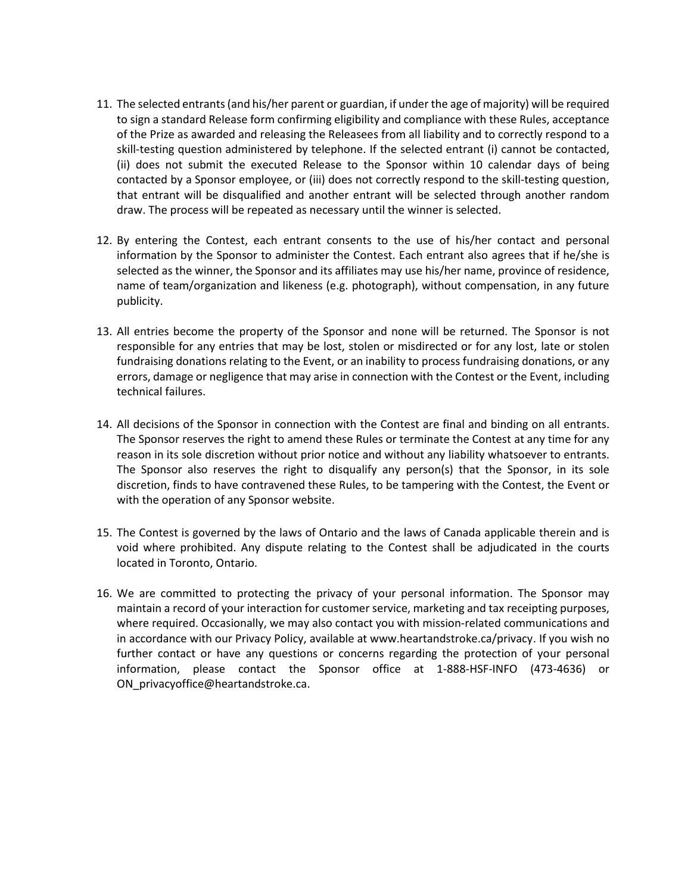11. The selected entrants (and his/her parent or guardian, if under the age of majority) will be required to sign a standard Release form confirming eligibility and compliance with these Rules, acceptance of the Prize as awarded and releasing the Releasees from all liability and to correctly respond to a skill-testing question administered by telephone. If the selected entrant (i) cannot be contacted, (ii) does not submit the executed Release to the Sponsor within 10 calendar days of being contacted by a Sponsor employee, or (iii) does not correctly respond to the skill-testing question, that entrant will be disqualified and another entrant will be selected through another random draw. The process will be repeated as necessary until the winner is selected.

12. By entering the Contest, each entrant consents to the use of his/her contact and personal information by the Sponsor to administer the Contest. Each entrant also agrees that if he/she is selected as the winner, the Sponsor and its affiliates may use his/her name, province of residence, name of team/organization and likeness (e.g. photograph), without compensation, in any future publicity.

13. All entries become the property of the Sponsor and none will be returned. The Sponsor is not responsible for any entries that may be lost, stolen or misdirected or for any lost, late or stolen fundraising donations relating to the Event, or an inability to process fundraising donations, or any errors, damage or negligence that may arise in connection with the Contest or the Event, including technical failures.

14. All decisions of the Sponsor in connection with the Contest are final and binding on all entrants. The Sponsor reserves the right to amend these Rules or terminate the Contest at any time for any reason in its sole discretion without prior notice and without any liability whatsoever to entrants. The Sponsor also reserves the right to disqualify any person(s) that the Sponsor, in its sole discretion, finds to have contravened these Rules, to be tampering with the Contest, the Event or with the operation of any Sponsor website.

15. The Contest is governed by the laws of Ontario and the laws of Canada applicable therein and is void where prohibited. Any dispute relating to the Contest shall be adjudicated in the courts located in Toronto, Ontario.

16. We are committed to protecting the privacy of your personal information. The Sponsor may maintain a record of your interaction for customer service, marketing and tax receipting purposes, where required. Occasionally, we may also contact you with mission-related communications and in accordance with our Privacy Policy, available at www.heartandstroke.ca/privacy. If you wish no further contact or have any questions or concerns regarding the protection of your personal information, please contact the Sponsor office at 1-888-HSF-INFO (473-4636) or ON_privacyoffice@heartandstroke.ca.